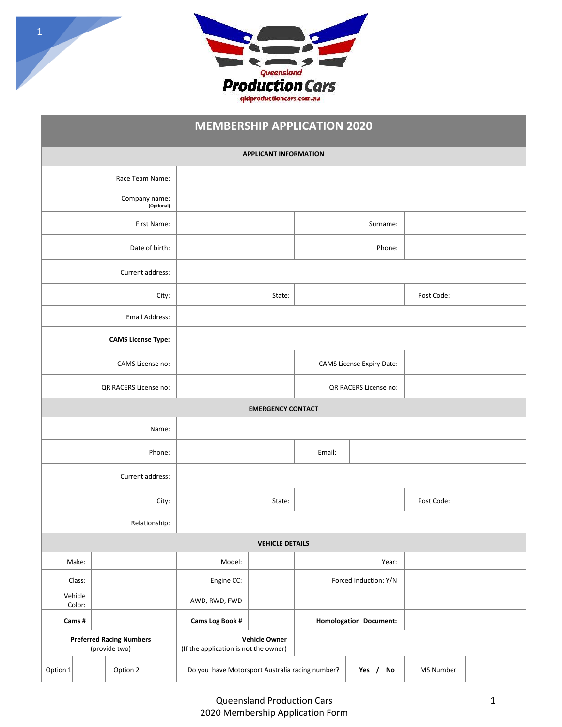Queensland Production Cars

qldproductioncars.com.au

# MEMBERSHIP APPLICATION 2020

## APPLICANT INFORMATION

| | | | |
|---|---|---|---|
| Race Team Name: | | | |
| Company name: (Optional) | | | |
| First Name: | | Surname: | |
| Date of birth: | | Phone: | |
| Current address: | | | |
| City: | | State: | | Post Code: | |
| Email Address: | | | |
| **CAMS License Type:** | | | |
| CAMS License no: | | CAMS License Expiry Date: | |
| QR RACERS License no: | | QR RACERS License no: | |

## EMERGENCY CONTACT

| | | | |
|---|---|---|---|
| Name: | | | |
| Phone: | | Email: | |
| Current address: | | | |
| City: | | State: | | Post Code: | |
| Relationship: | | | |

## VEHICLE DETAILS

| | | | | | |
|---|---|---|---|---|---|
| Make: | | Model: | | Year: | |
| Class: | | Engine CC: | | Forced Induction: Y/N | |
| Vehicle Color: | | AWD, RWD, FWD | | | |
| **Cams #** | | **Cams Log Book #** | | **Homologation Document:** | |
| **Preferred Racing Numbers** (provide two) | | **Vehicle Owner** (If the application is not the owner) | | | |

| | | | | | | | |
|---|---|---|---|---|---|---|---|
| Option 1 | | Option 2 | | Do you have Motorsport Australia racing number? | **Yes / No** | MS Number | |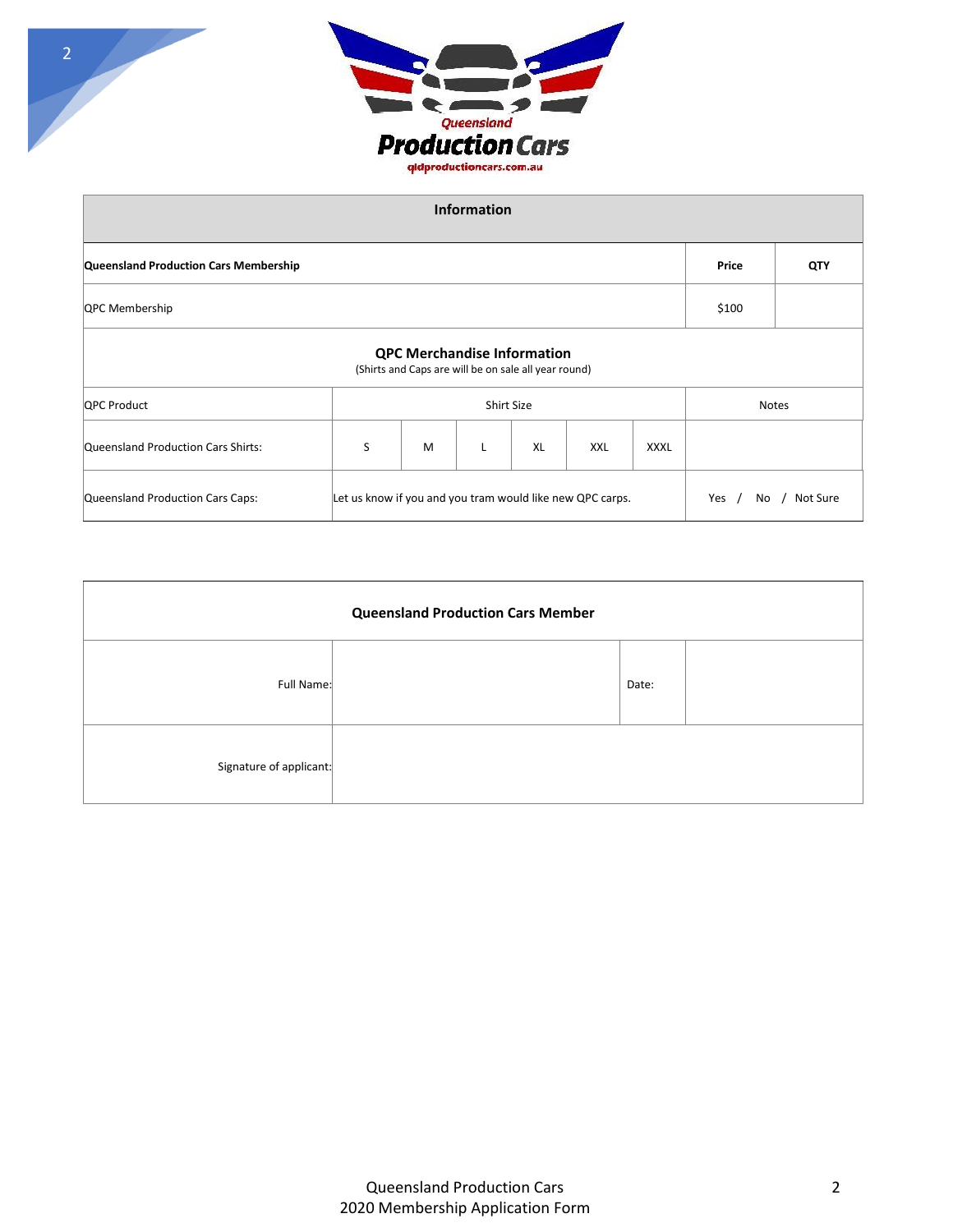| Information | | | | | | | | |
|---|---|---|---|---|---|---|---|---|
| **Queensland Production Cars Membership** | | | | | | | **Price** | **QTY** |
| QPC Membership | | | | | | | $100 | |
| **QPC Merchandise Information** (Shirts and Caps are will be on sale all year round) | | | | | | | | |
| QPC Product | Shirt Size | | | | | | Notes | |
| Queensland Production Cars Shirts: | S | M | L | XL | XXL | XXXL | | |
| Queensland Production Cars Caps: | Let us know if you and you tram would like new QPC carps. | | | | | | Yes / No / Not Sure | |

| Queensland Production Cars Member | | | |
|---|---|---|---|
| Full Name: | | Date: | |
| Signature of applicant: | | | |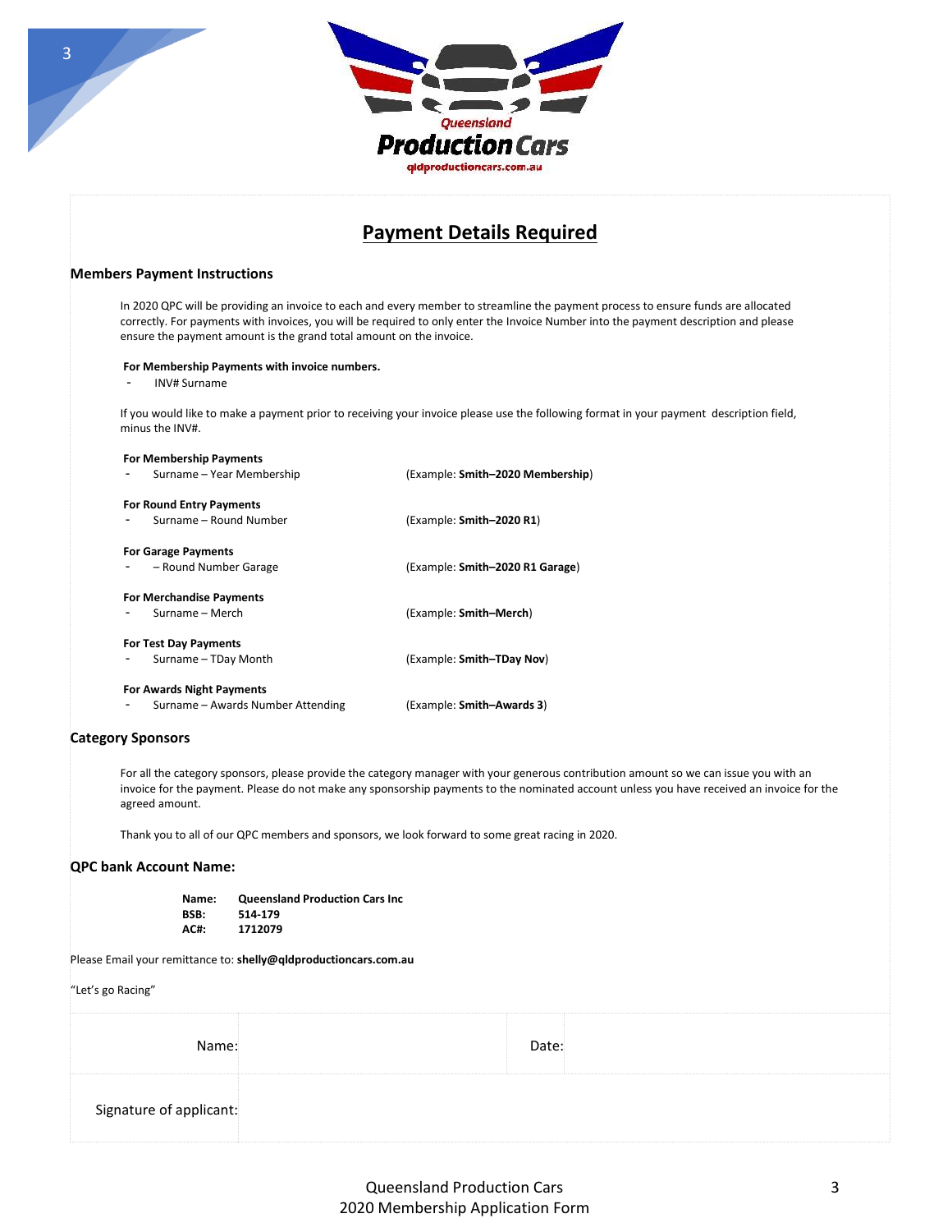## Payment Details Required

### Members Payment Instructions

In 2020 QPC will be providing an invoice to each and every member to streamline the payment process to ensure funds are allocated correctly. For payments with invoices, you will be required to only enter the Invoice Number into the payment description and please ensure the payment amount is the grand total amount on the invoice.

**For Membership Payments with invoice numbers.**

- INV# Surname

If you would like to make a payment prior to receiving your invoice please use the following format in your payment description field, minus the INV#.

**For Membership Payments**

- Surname – Year Membership (Example: **Smith–2020 Membership**)

**For Round Entry Payments**

- Surname – Round Number (Example: **Smith–2020 R1**)

**For Garage Payments**

- – Round Number Garage (Example: **Smith–2020 R1 Garage**)

**For Merchandise Payments**

- Surname – Merch (Example: **Smith–Merch**)

**For Test Day Payments**

- Surname – TDay Month (Example: **Smith–TDay Nov**)

**For Awards Night Payments**

- Surname – Awards Number Attending (Example: **Smith–Awards 3**)

### Category Sponsors

For all the category sponsors, please provide the category manager with your generous contribution amount so we can issue you with an invoice for the payment. Please do not make any sponsorship payments to the nominated account unless you have received an invoice for the agreed amount.

Thank you to all of our QPC members and sponsors, we look forward to some great racing in 2020.

### QPC bank Account Name:

**Name:** **Queensland Production Cars Inc**
**BSB:** **514-179**
**AC#:** **1712079**

Please Email your remittance to: **shelly@qldproductioncars.com.au**

"Let's go Racing"

| | | | |
|---|---|---|---|
| Name: | | Date: | |
| Signature of applicant: | | | |